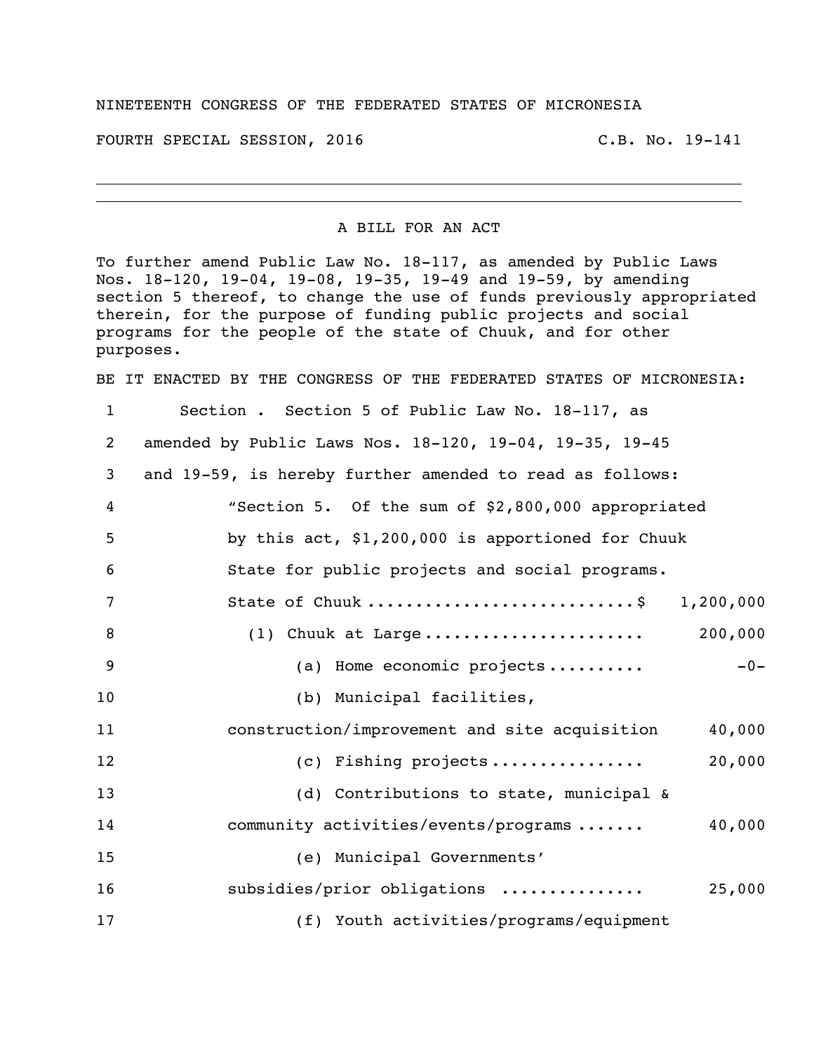NINETEENTH CONGRESS OF THE FEDERATED STATES OF MICRONESIA

FOURTH SPECIAL SESSION, 2016 C.B. No. 19-141

A BILL FOR AN ACT

To further amend Public Law No. 18-117, as amended by Public Laws Nos. 18-120, 19-04, 19-08, 19-35, 19-49 and 19-59, by amending section 5 thereof, to change the use of funds previously appropriated therein, for the purpose of funding public projects and social programs for the people of the state of Chuuk, and for other purposes.

BE IT ENACTED BY THE CONGRESS OF THE FEDERATED STATES OF MICRONESIA:

1 Section . Section 5 of Public Law No. 18-117, as
2 amended by Public Laws Nos. 18-120, 19-04, 19-35, 19-45
3 and 19-59, is hereby further amended to read as follows:
4 "Section 5. Of the sum of $2,800,000 appropriated
5 by this act, $1,200,000 is apportioned for Chuuk
6 State for public projects and social programs.
7 State of Chuuk ............................$ 1,200,000
8 (1) Chuuk at Large ...................... 200,000
9 (a) Home economic projects .......... -0-
10 (b) Municipal facilities,
11 construction/improvement and site acquisition 40,000
12 (c) Fishing projects ................ 20,000
13 (d) Contributions to state, municipal &
14 community activities/events/programs ....... 40,000
15 (e) Municipal Governments'
16 subsidies/prior obligations ............... 25,000
17 (f) Youth activities/programs/equipment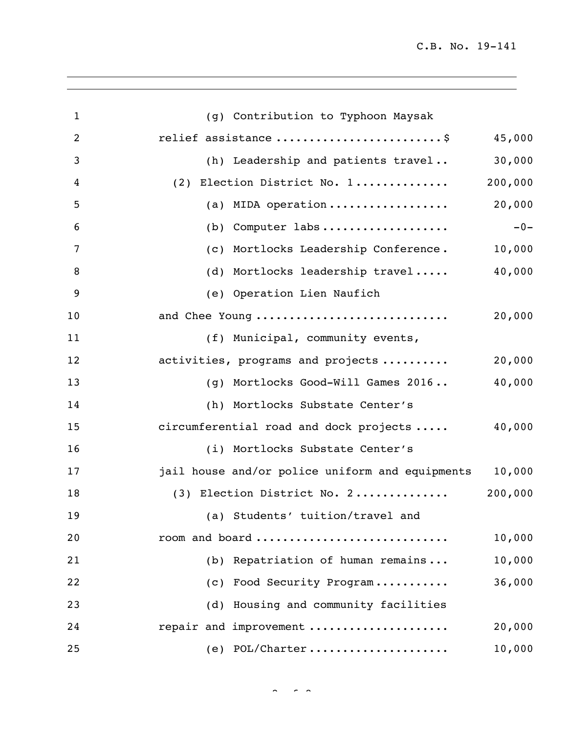(g) Contribution to Typhoon Maysak relief assistance ........................\$ 45,000

(h) Leadership and patients travel.. 30,000

(2) Election District No. 1.............. 200,000

(a) MIDA operation.................. 20,000

(b) Computer labs.................. -0-

(c) Mortlocks Leadership Conference. 10,000

(d) Mortlocks leadership travel..... 40,000

(e) Operation Lien Naufich and Chee Young ............................ 20,000

(f) Municipal, community events, activities, programs and projects .......... 20,000

(g) Mortlocks Good-Will Games 2016.. 40,000

(h) Mortlocks Substate Center's circumferential road and dock projects ..... 40,000

(i) Mortlocks Substate Center's jail house and/or police uniform and equipments 10,000

(3) Election District No. 2............. 200,000

(a) Students' tuition/travel and room and board ............................ 10,000

(b) Repatriation of human remains... 10,000

(c) Food Security Program........... 36,000

(d) Housing and community facilities repair and improvement ..................... 20,000

(e) POL/Charter.................... 10,000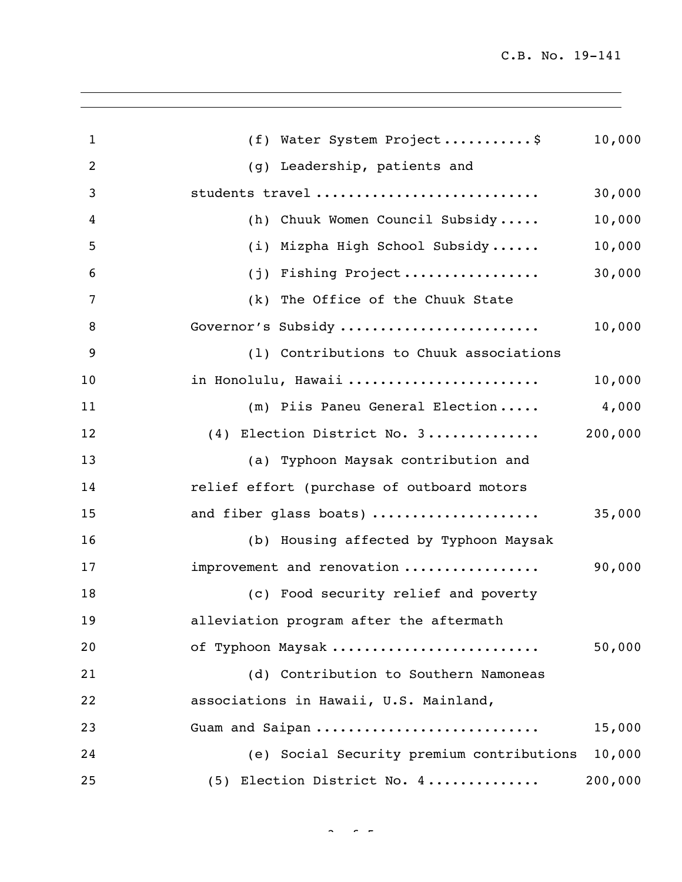(f) Water System Project...........$ 10,000

(g) Leadership, patients and students travel ........................... 30,000

(h) Chuuk Women Council Subsidy..... 10,000

(i) Mizpha High School Subsidy...... 10,000

(j) Fishing Project................. 30,000

(k) The Office of the Chuuk State Governor's Subsidy ........................ 10,000

(l) Contributions to Chuuk associations in Honolulu, Hawaii ....................... 10,000

(m) Piis Paneu General Election..... 4,000

(4) Election District No. 3.............. 200,000

(a) Typhoon Maysak contribution and relief effort (purchase of outboard motors and fiber glass boats) .................... 35,000

(b) Housing affected by Typhoon Maysak improvement and renovation ................. 90,000

(c) Food security relief and poverty alleviation program after the aftermath of Typhoon Maysak ......................... 50,000

(d) Contribution to Southern Namoneas associations in Hawaii, U.S. Mainland, Guam and Saipan .......................... 15,000

(e) Social Security premium contributions 10,000

(5) Election District No. 4............. 200,000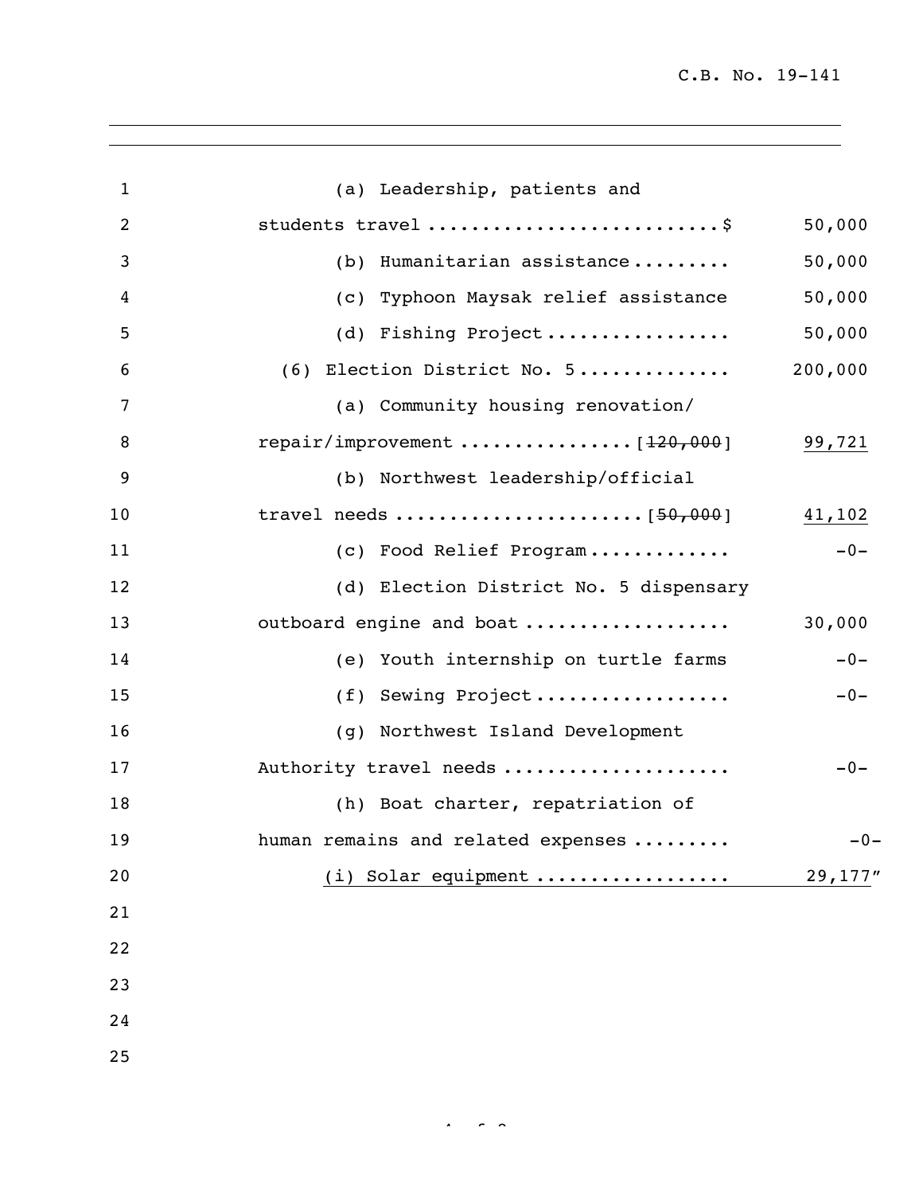(a) Leadership, patients and students travel ..........................$ 50,000

(b) Humanitarian assistance......... 50,000

(c) Typhoon Maysak relief assistance 50,000

(d) Fishing Project................. 50,000

(6) Election District No. 5............. 200,000

(a) Community housing renovation/ repair/improvement ................[~~120,000~~] <u>99,721</u>

(b) Northwest leadership/official travel needs ......................[~~50,000~~] <u>41,102</u>

(c) Food Relief Program............. -0-

(d) Election District No. 5 dispensary outboard engine and boat .................. 30,000

(e) Youth internship on turtle farms -0-

(f) Sewing Project................. -0-

(g) Northwest Island Development Authority travel needs .................... -0-

(h) Boat charter, repatriation of human remains and related expenses ......... -0-

<u>(i) Solar equipment ................. 29,177</u>"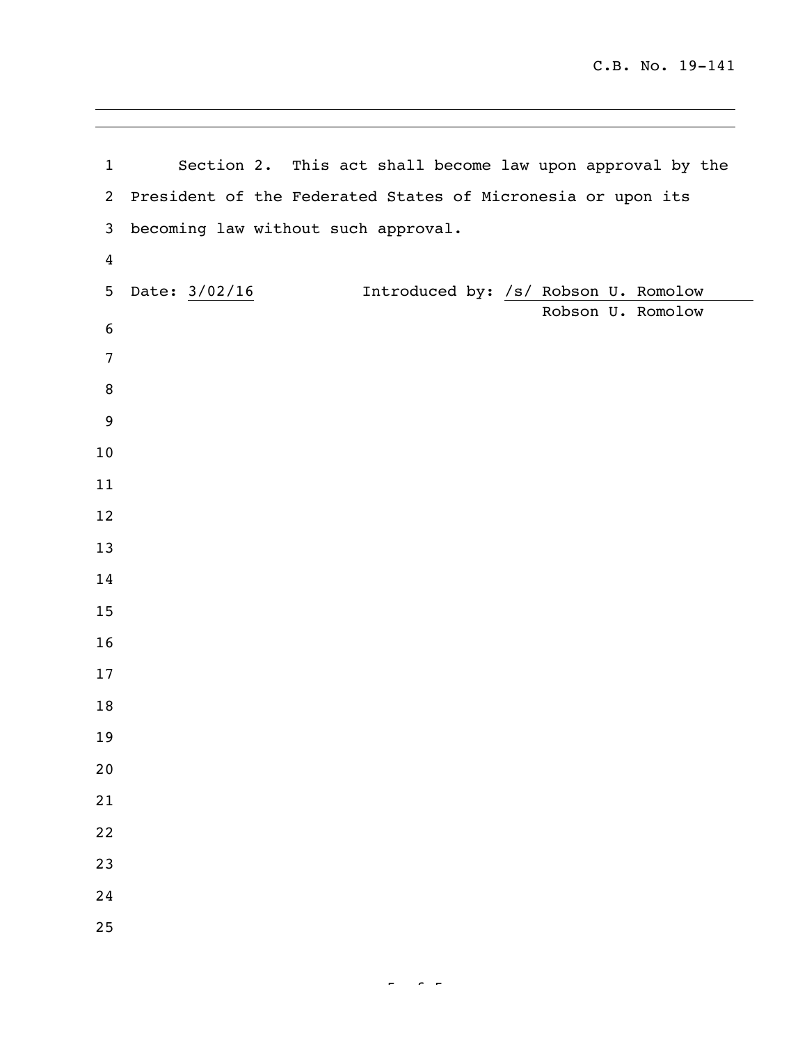Section 2. This act shall become law upon approval by the President of the Federated States of Micronesia or upon its becoming law without such approval.

Date: 3/02/16 Introduced by: /s/ Robson U. Romolow
Robson U. Romolow